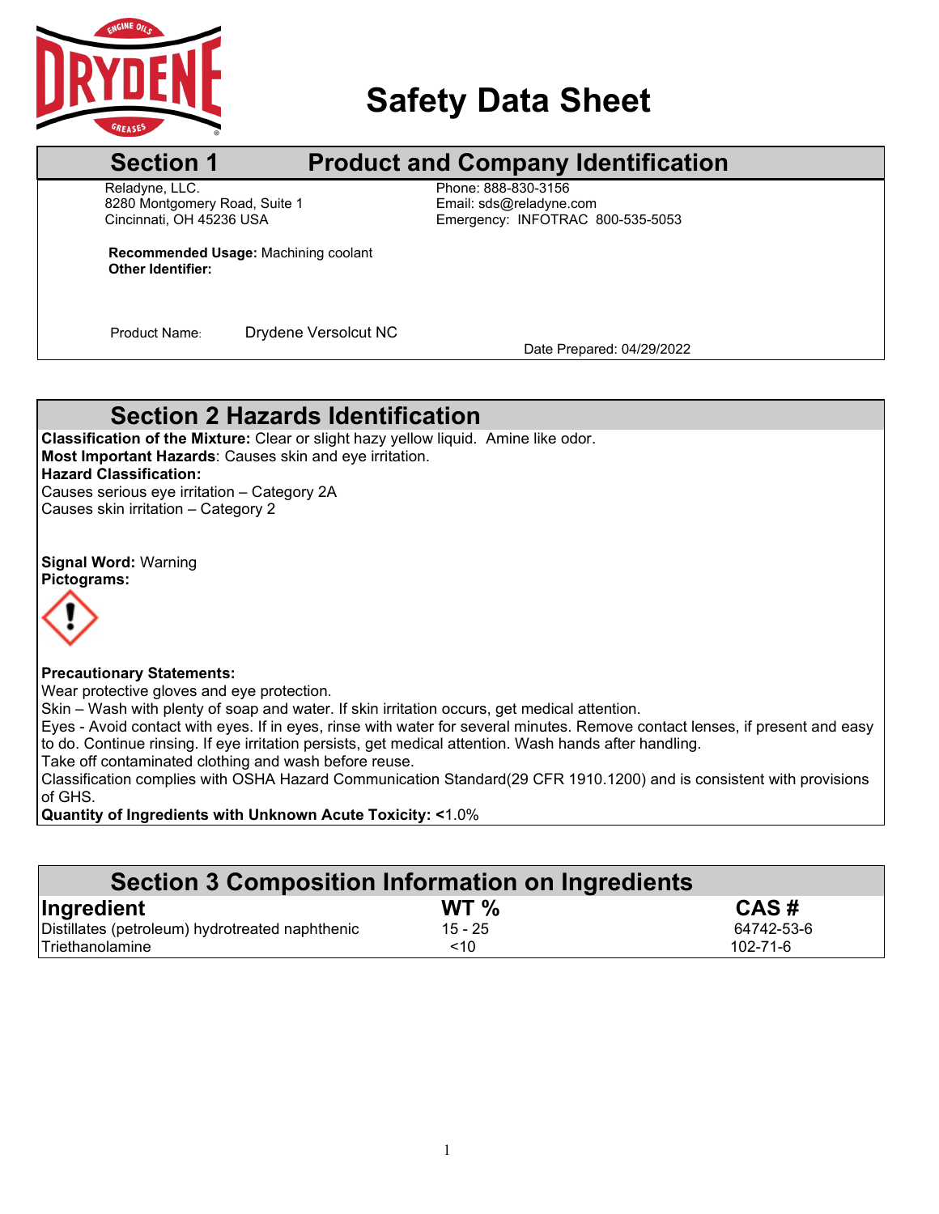# Safety Data Sheet

## Section 1 Product and Company Identification

Reladyne, LLC.
8280 Montgomery Road, Suite 1
Cincinnati, OH 45236 USA

Phone: 888-830-3156
Email: sds@reladyne.com
Emergency: INFOTRAC 800-535-5053

**Recommended Usage:** Machining coolant
**Other Identifier:**

Product Name: Drydene Versolcut NC

Date Prepared: 04/29/2022

## Section 2 Hazards Identification

**Classification of the Mixture:** Clear or slight hazy yellow liquid. Amine like odor.
**Most Important Hazards**: Causes skin and eye irritation.
**Hazard Classification:**
Causes serious eye irritation – Category 2A
Causes skin irritation – Category 2

**Signal Word:** Warning
**Pictograms:**

**Precautionary Statements:**
Wear protective gloves and eye protection.
Skin – Wash with plenty of soap and water. If skin irritation occurs, get medical attention.
Eyes - Avoid contact with eyes. If in eyes, rinse with water for several minutes. Remove contact lenses, if present and easy to do. Continue rinsing. If eye irritation persists, get medical attention. Wash hands after handling.
Take off contaminated clothing and wash before reuse.
Classification complies with OSHA Hazard Communication Standard(29 CFR 1910.1200) and is consistent with provisions of GHS.
**Quantity of Ingredients with Unknown Acute Toxicity: <**1.0%

## Section 3 Composition Information on Ingredients

| Ingredient | WT % | CAS # |
|---|---|---|
| Distillates (petroleum) hydrotreated naphthenic | 15 - 25 | 64742-53-6 |
| Triethanolamine | <10 | 102-71-6 |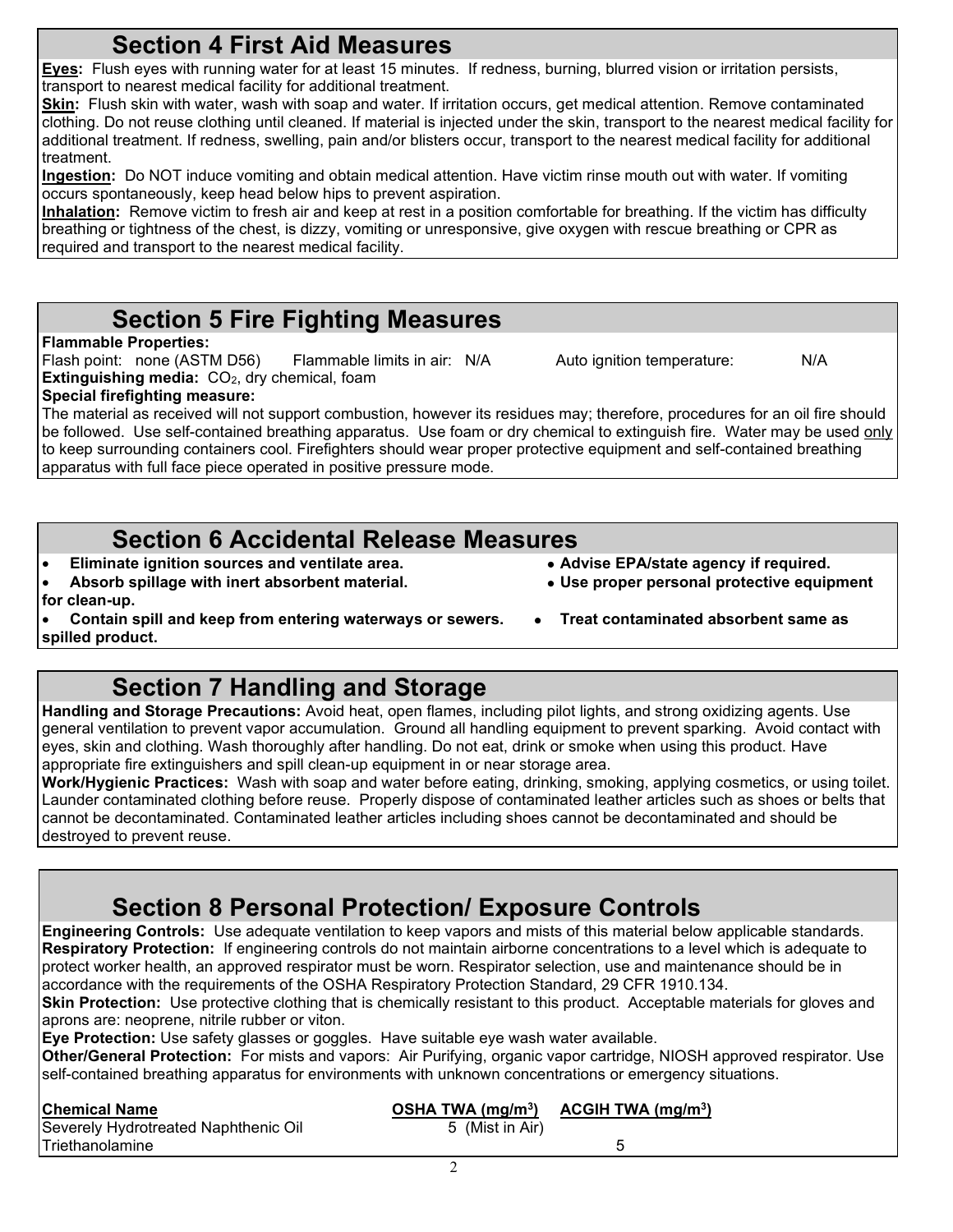## Section 4 First Aid Measures

**Eyes:** Flush eyes with running water for at least 15 minutes. If redness, burning, blurred vision or irritation persists, transport to nearest medical facility for additional treatment.

**Skin:** Flush skin with water, wash with soap and water. If irritation occurs, get medical attention. Remove contaminated clothing. Do not reuse clothing until cleaned. If material is injected under the skin, transport to the nearest medical facility for additional treatment. If redness, swelling, pain and/or blisters occur, transport to the nearest medical facility for additional treatment.

**Ingestion:** Do NOT induce vomiting and obtain medical attention. Have victim rinse mouth out with water. If vomiting occurs spontaneously, keep head below hips to prevent aspiration.

**Inhalation:** Remove victim to fresh air and keep at rest in a position comfortable for breathing. If the victim has difficulty breathing or tightness of the chest, is dizzy, vomiting or unresponsive, give oxygen with rescue breathing or CPR as required and transport to the nearest medical facility.

## Section 5 Fire Fighting Measures

**Flammable Properties:**

Flash point: none (ASTM D56) Flammable limits in air: N/A Auto ignition temperature: N/A

**Extinguishing media:** $CO_2$, dry chemical, foam

**Special firefighting measure:**

The material as received will not support combustion, however its residues may; therefore, procedures for an oil fire should be followed. Use self-contained breathing apparatus. Use foam or dry chemical to extinguish fire. Water may be used only to keep surrounding containers cool. Firefighters should wear proper protective equipment and self-contained breathing apparatus with full face piece operated in positive pressure mode.

## Section 6 Accidental Release Measures

- **Eliminate ignition sources and ventilate area.**
- **Absorb spillage with inert absorbent material.**
- **Contain spill and keep from entering waterways or sewers.**
- **Advise EPA/state agency if required.**
- **Use proper personal protective equipment for clean-up.**
- **Treat contaminated absorbent same as spilled product.**

## Section 7 Handling and Storage

**Handling and Storage Precautions:** Avoid heat, open flames, including pilot lights, and strong oxidizing agents. Use general ventilation to prevent vapor accumulation. Ground all handling equipment to prevent sparking. Avoid contact with eyes, skin and clothing. Wash thoroughly after handling. Do not eat, drink or smoke when using this product. Have appropriate fire extinguishers and spill clean-up equipment in or near storage area.

**Work/Hygienic Practices:** Wash with soap and water before eating, drinking, smoking, applying cosmetics, or using toilet. Launder contaminated clothing before reuse. Properly dispose of contaminated leather articles such as shoes or belts that cannot be decontaminated. Contaminated leather articles including shoes cannot be decontaminated and should be destroyed to prevent reuse.

## Section 8 Personal Protection/ Exposure Controls

**Engineering Controls:** Use adequate ventilation to keep vapors and mists of this material below applicable standards.

**Respiratory Protection:** If engineering controls do not maintain airborne concentrations to a level which is adequate to protect worker health, an approved respirator must be worn. Respirator selection, use and maintenance should be in accordance with the requirements of the OSHA Respiratory Protection Standard, 29 CFR 1910.134.

**Skin Protection:** Use protective clothing that is chemically resistant to this product. Acceptable materials for gloves and aprons are: neoprene, nitrile rubber or viton.

**Eye Protection:** Use safety glasses or goggles. Have suitable eye wash water available.

**Other/General Protection:** For mists and vapors: Air Purifying, organic vapor cartridge, NIOSH approved respirator. Use self-contained breathing apparatus for environments with unknown concentrations or emergency situations.

| Chemical Name | OSHA TWA ($mg/m^3$) | ACGIH TWA ($mg/m^3$) |
|---|---|---|
| Severely Hydrotreated Naphthenic Oil | 5 (Mist in Air) | |
| Triethanolamine | | 5 |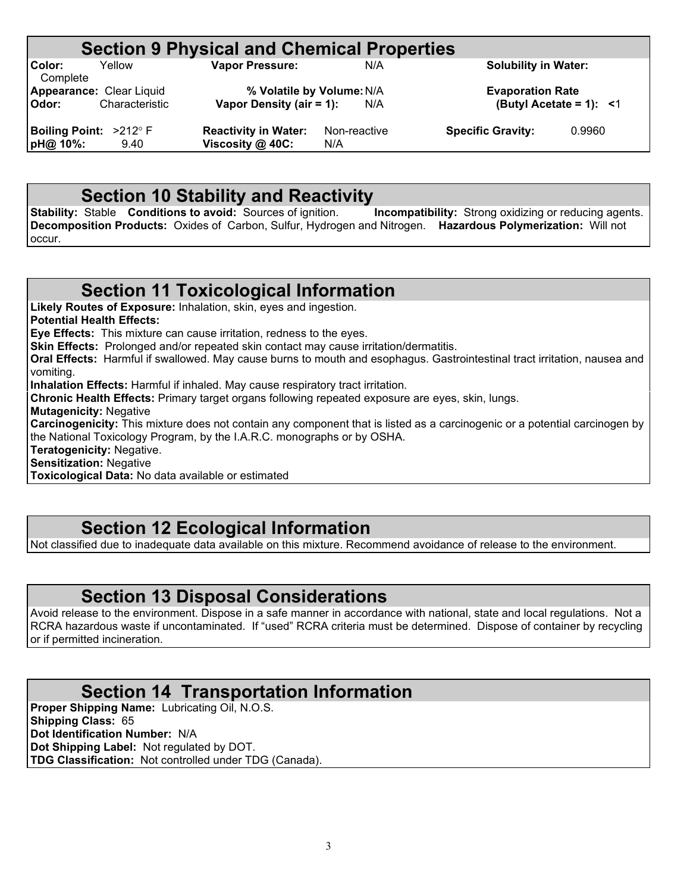## Section 9 Physical and Chemical Properties

| | | | | | |
|---|---|---|---|---|---|
| **Color:** | Yellow | **Vapor Pressure:** | N/A | **Solubility in Water:** Complete | |
| **Appearance:** | Clear Liquid | **% Volatile by Volume:** | N/A | **Evaporation Rate (Butyl Acetate = 1):** | <1 |
| **Odor:** | Characteristic | **Vapor Density (air = 1):** | N/A | | |
| **Boiling Point:** | >212° F | **Reactivity in Water:** | Non-reactive | **Specific Gravity:** | 0.9960 |
| **pH@ 10%:** | 9.40 | **Viscosity @ 40C:** | N/A | | |

## Section 10 Stability and Reactivity

**Stability:** Stable **Conditions to avoid:** Sources of ignition. **Incompatibility:** Strong oxidizing or reducing agents. **Decomposition Products:** Oxides of Carbon, Sulfur, Hydrogen and Nitrogen. **Hazardous Polymerization:** Will not occur.

## Section 11 Toxicological Information

**Likely Routes of Exposure:** Inhalation, skin, eyes and ingestion.
**Potential Health Effects:**
**Eye Effects:** This mixture can cause irritation, redness to the eyes.
**Skin Effects:** Prolonged and/or repeated skin contact may cause irritation/dermatitis.
**Oral Effects:** Harmful if swallowed. May cause burns to mouth and esophagus. Gastrointestinal tract irritation, nausea and vomiting.
**Inhalation Effects:** Harmful if inhaled. May cause respiratory tract irritation.
**Chronic Health Effects:** Primary target organs following repeated exposure are eyes, skin, lungs.
**Mutagenicity:** Negative
**Carcinogenicity:** This mixture does not contain any component that is listed as a carcinogenic or a potential carcinogen by the National Toxicology Program, by the I.A.R.C. monographs or by OSHA.
**Teratogenicity:** Negative.
**Sensitization:** Negative
**Toxicological Data:** No data available or estimated

## Section 12 Ecological Information

Not classified due to inadequate data available on this mixture. Recommend avoidance of release to the environment.

## Section 13 Disposal Considerations

Avoid release to the environment. Dispose in a safe manner in accordance with national, state and local regulations. Not a RCRA hazardous waste if uncontaminated. If "used" RCRA criteria must be determined. Dispose of container by recycling or if permitted incineration.

## Section 14 Transportation Information

**Proper Shipping Name:** Lubricating Oil, N.O.S.
**Shipping Class:** 65
**Dot Identification Number:** N/A
**Dot Shipping Label:** Not regulated by DOT.
**TDG Classification:** Not controlled under TDG (Canada).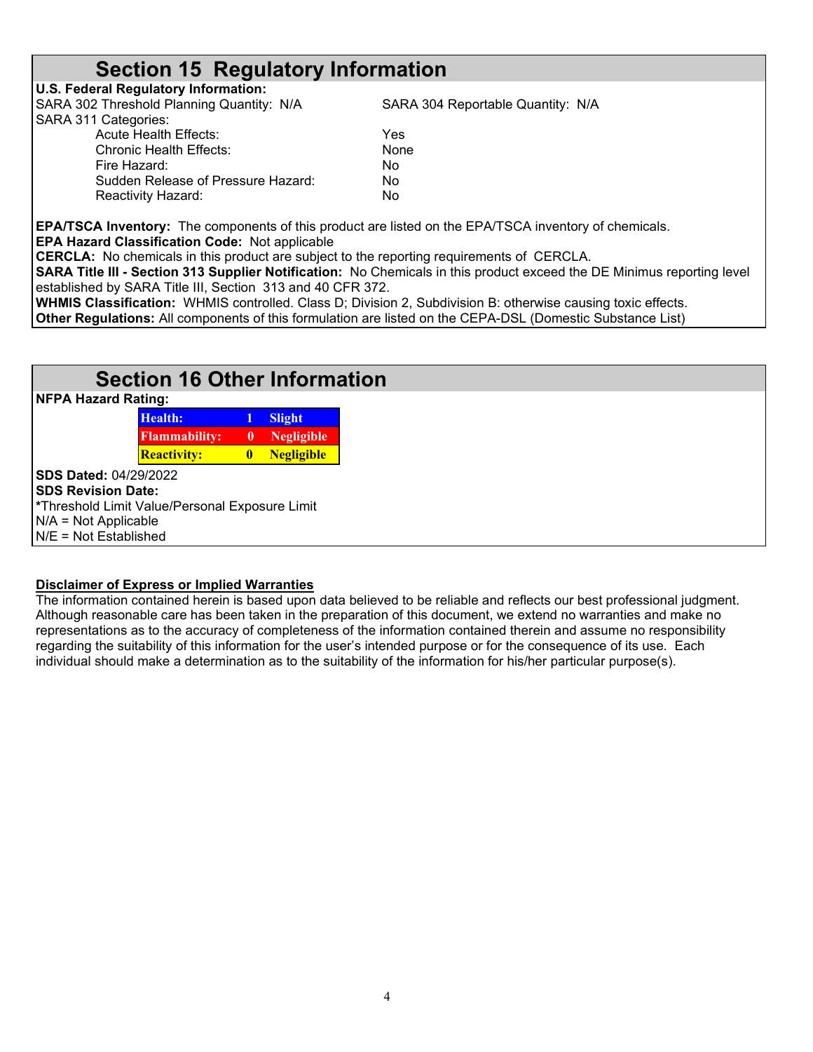## Section 15 Regulatory Information

**U.S. Federal Regulatory Information:**

SARA 302 Threshold Planning Quantity: N/A

SARA 304 Reportable Quantity: N/A

SARA 311 Categories:

| | |
|---|---|
| Acute Health Effects: | Yes |
| Chronic Health Effects: | None |
| Fire Hazard: | No |
| Sudden Release of Pressure Hazard: | No |
| Reactivity Hazard: | No |

**EPA/TSCA Inventory:** The components of this product are listed on the EPA/TSCA inventory of chemicals.
**EPA Hazard Classification Code:** Not applicable
**CERCLA:** No chemicals in this product are subject to the reporting requirements of CERCLA.
**SARA Title III - Section 313 Supplier Notification:** No Chemicals in this product exceed the DE Minimus reporting level established by SARA Title III, Section 313 and 40 CFR 372.
**WHMIS Classification:** WHMIS controlled. Class D; Division 2, Subdivision B: otherwise causing toxic effects.
**Other Regulations:** All components of this formulation are listed on the CEPA-DSL (Domestic Substance List)

## Section 16 Other Information

**NFPA Hazard Rating:**

| | | |
|---|---|---|
| **Health:** | **1** | **Slight** |
| **Flammability:** | **0** | **Negligible** |
| **Reactivity:** | **0** | **Negligible** |

**SDS Dated:** 04/29/2022
**SDS Revision Date:**
*Threshold Limit Value/Personal Exposure Limit
N/A = Not Applicable
N/E = Not Established

**Disclaimer of Express or Implied Warranties**

The information contained herein is based upon data believed to be reliable and reflects our best professional judgment. Although reasonable care has been taken in the preparation of this document, we extend no warranties and make no representations as to the accuracy of completeness of the information contained therein and assume no responsibility regarding the suitability of this information for the user's intended purpose or for the consequence of its use. Each individual should make a determination as to the suitability of the information for his/her particular purpose(s).